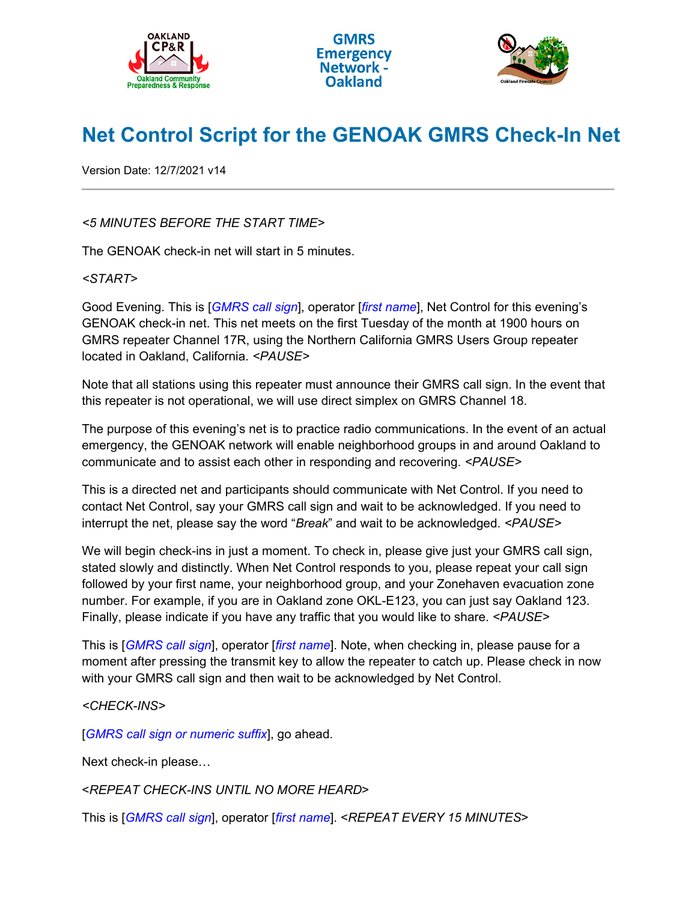GMRS Emergency Network - Oakland

# Net Control Script for the GENOAK GMRS Check-In Net

Version Date: 12/7/2021 v14

---

*<5 MINUTES BEFORE THE START TIME>*

The GENOAK check-in net will start in 5 minutes.

*<START>*

Good Evening. This is [*GMRS call sign*], operator [*first name*], Net Control for this evening's GENOAK check-in net. This net meets on the first Tuesday of the month at 1900 hours on GMRS repeater Channel 17R, using the Northern California GMRS Users Group repeater located in Oakland, California. *<PAUSE>*

Note that all stations using this repeater must announce their GMRS call sign. In the event that this repeater is not operational, we will use direct simplex on GMRS Channel 18.

The purpose of this evening's net is to practice radio communications. In the event of an actual emergency, the GENOAK network will enable neighborhood groups in and around Oakland to communicate and to assist each other in responding and recovering. *<PAUSE>*

This is a directed net and participants should communicate with Net Control. If you need to contact Net Control, say your GMRS call sign and wait to be acknowledged. If you need to interrupt the net, please say the word "*Break*" and wait to be acknowledged. *<PAUSE>*

We will begin check-ins in just a moment. To check in, please give just your GMRS call sign, stated slowly and distinctly. When Net Control responds to you, please repeat your call sign followed by your first name, your neighborhood group, and your Zonehaven evacuation zone number. For example, if you are in Oakland zone OKL-E123, you can just say Oakland 123. Finally, please indicate if you have any traffic that you would like to share. *<PAUSE>*

This is [*GMRS call sign*], operator [*first name*]. Note, when checking in, please pause for a moment after pressing the transmit key to allow the repeater to catch up. Please check in now with your GMRS call sign and then wait to be acknowledged by Net Control.

*<CHECK-INS>*

[*GMRS call sign or numeric suffix*], go ahead.

Next check-in please…

*<REPEAT CHECK-INS UNTIL NO MORE HEARD>*

This is [*GMRS call sign*], operator [*first name*]. *<REPEAT EVERY 15 MINUTES>*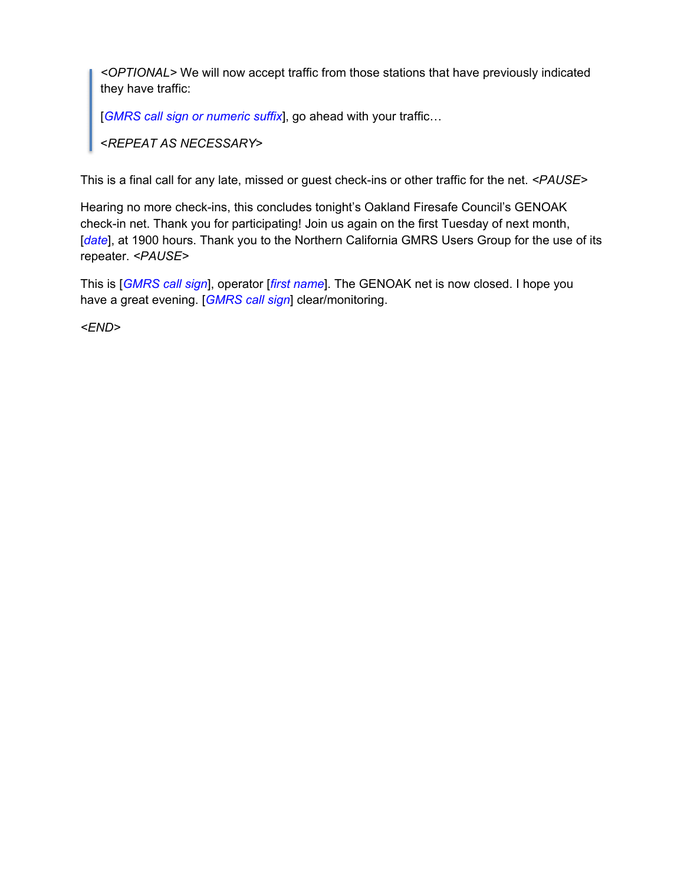> *<OPTIONAL>* We will now accept traffic from those stations that have previously indicated they have traffic:
>
> [*GMRS call sign or numeric suffix*], go ahead with your traffic…
>
> *<REPEAT AS NECESSARY>*

This is a final call for any late, missed or guest check-ins or other traffic for the net. *<PAUSE>*

Hearing no more check-ins, this concludes tonight's Oakland Firesafe Council's GENOAK check-in net. Thank you for participating! Join us again on the first Tuesday of next month, [*date*], at 1900 hours. Thank you to the Northern California GMRS Users Group for the use of its repeater. *<PAUSE>*

This is [*GMRS call sign*], operator [*first name*]. The GENOAK net is now closed. I hope you have a great evening. [*GMRS call sign*] clear/monitoring.

*<END>*